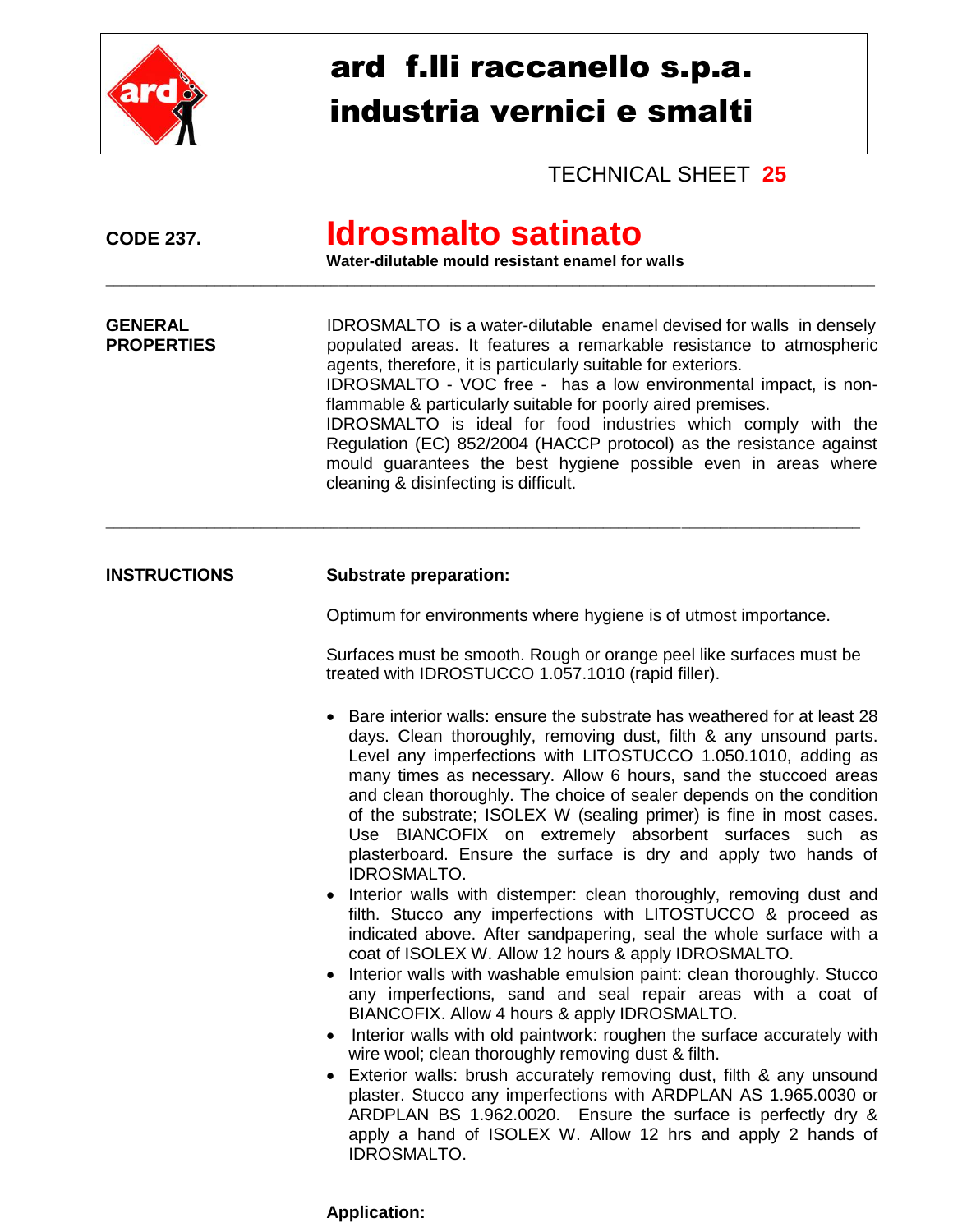# ard f.lli raccanello s.p.a.
# industria vernici e smalti

TECHNICAL SHEET **25**

**CODE 237.**

# Idrosmalto satinato

**Water-dilutable mould resistant enamel for walls**

---

**GENERAL PROPERTIES**

IDROSMALTO is a water-dilutable enamel devised for walls in densely populated areas. It features a remarkable resistance to atmospheric agents, therefore, it is particularly suitable for exteriors.
IDROSMALTO - VOC free - has a low environmental impact, is non-flammable & particularly suitable for poorly aired premises.
IDROSMALTO is ideal for food industries which comply with the Regulation (EC) 852/2004 (HACCP protocol) as the resistance against mould guarantees the best hygiene possible even in areas where cleaning & disinfecting is difficult.

---

**INSTRUCTIONS**

**Substrate preparation:**

Optimum for environments where hygiene is of utmost importance.

Surfaces must be smooth. Rough or orange peel like surfaces must be treated with IDROSTUCCO 1.057.1010 (rapid filler).

- Bare interior walls: ensure the substrate has weathered for at least 28 days. Clean thoroughly, removing dust, filth & any unsound parts. Level any imperfections with LITOSTUCCO 1.050.1010, adding as many times as necessary. Allow 6 hours, sand the stuccoed areas and clean thoroughly. The choice of sealer depends on the condition of the substrate; ISOLEX W (sealing primer) is fine in most cases. Use BIANCOFIX on extremely absorbent surfaces such as plasterboard. Ensure the surface is dry and apply two hands of IDROSMALTO.
- Interior walls with distemper: clean thoroughly, removing dust and filth. Stucco any imperfections with LITOSTUCCO & proceed as indicated above. After sandpapering, seal the whole surface with a coat of ISOLEX W. Allow 12 hours & apply IDROSMALTO.
- Interior walls with washable emulsion paint: clean thoroughly. Stucco any imperfections, sand and seal repair areas with a coat of BIANCOFIX. Allow 4 hours & apply IDROSMALTO.
- Interior walls with old paintwork: roughen the surface accurately with wire wool; clean thoroughly removing dust & filth.
- Exterior walls: brush accurately removing dust, filth & any unsound plaster. Stucco any imperfections with ARDPLAN AS 1.965.0030 or ARDPLAN BS 1.962.0020. Ensure the surface is perfectly dry & apply a hand of ISOLEX W. Allow 12 hrs and apply 2 hands of IDROSMALTO.

**Application:**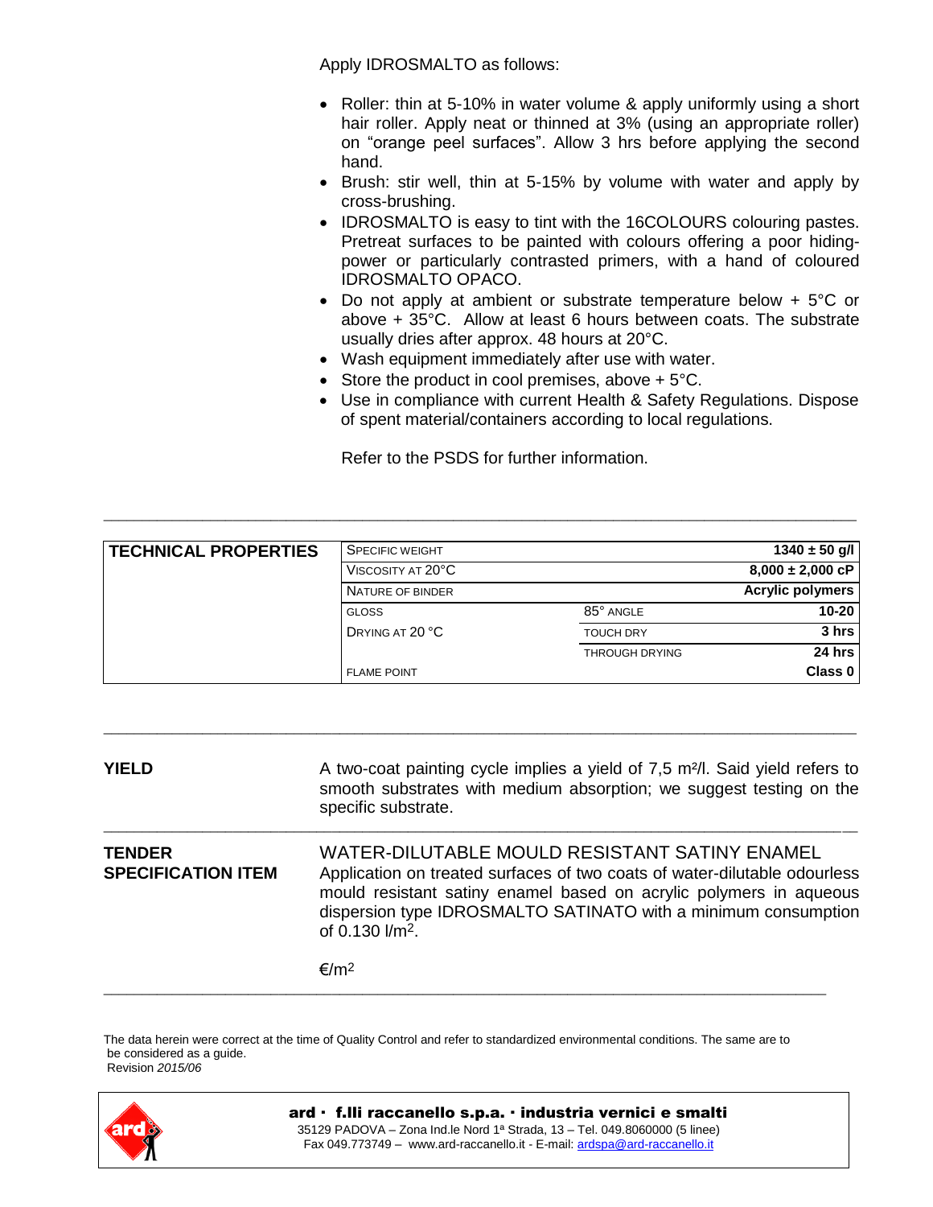Apply IDROSMALTO as follows:

- Roller: thin at 5-10% in water volume & apply uniformly using a short hair roller. Apply neat or thinned at 3% (using an appropriate roller) on “orange peel surfaces”. Allow 3 hrs before applying the second hand.
- Brush: stir well, thin at 5-15% by volume with water and apply by cross-brushing.
- IDROSMALTO is easy to tint with the 16COLOURS colouring pastes. Pretreat surfaces to be painted with colours offering a poor hiding-power or particularly contrasted primers, with a hand of coloured IDROSMALTO OPACO.
- Do not apply at ambient or substrate temperature below + 5°C or above + 35°C. Allow at least 6 hours between coats. The substrate usually dries after approx. 48 hours at 20°C.
- Wash equipment immediately after use with water.
- Store the product in cool premises, above + 5°C.
- Use in compliance with current Health & Safety Regulations. Dispose of spent material/containers according to local regulations.

Refer to the PSDS for further information.

| | | | |
|---|---|---|---|
| **TECHNICAL PROPERTIES** | SPECIFIC WEIGHT | | **1340 ± 50 g/l** |
| | VISCOSITY AT 20°C | | **8,000 ± 2,000 cP** |
| | NATURE OF BINDER | | **Acrylic polymers** |
| | GLOSS | 85° ANGLE | **10-20** |
| | DRYING AT 20 °C | TOUCH DRY | **3 hrs** |
| | | THROUGH DRYING | **24 hrs** |
| | FLAME POINT | | **Class 0** |

**YIELD**

A two-coat painting cycle implies a yield of 7,5 m²/l. Said yield refers to smooth substrates with medium absorption; we suggest testing on the specific substrate.

**TENDER SPECIFICATION ITEM**

WATER-DILUTABLE MOULD RESISTANT SATINY ENAMEL
Application on treated surfaces of two coats of water-dilutable odourless mould resistant satiny enamel based on acrylic polymers in aqueous dispersion type IDROSMALTO SATINATO with a minimum consumption of 0.130 l/m².

€/m²

The data herein were correct at the time of Quality Control and refer to standardized environmental conditions. The same are to be considered as a guide.
Revision *2015/06*

**ard · f.lli raccanello s.p.a. · industria vernici e smalti**
35129 PADOVA – Zona Ind.le Nord 1ª Strada, 13 – Tel. 049.8060000 (5 linee)
Fax 049.773749 – www.ard-raccanello.it - E-mail: ardspa@ard-raccanello.it